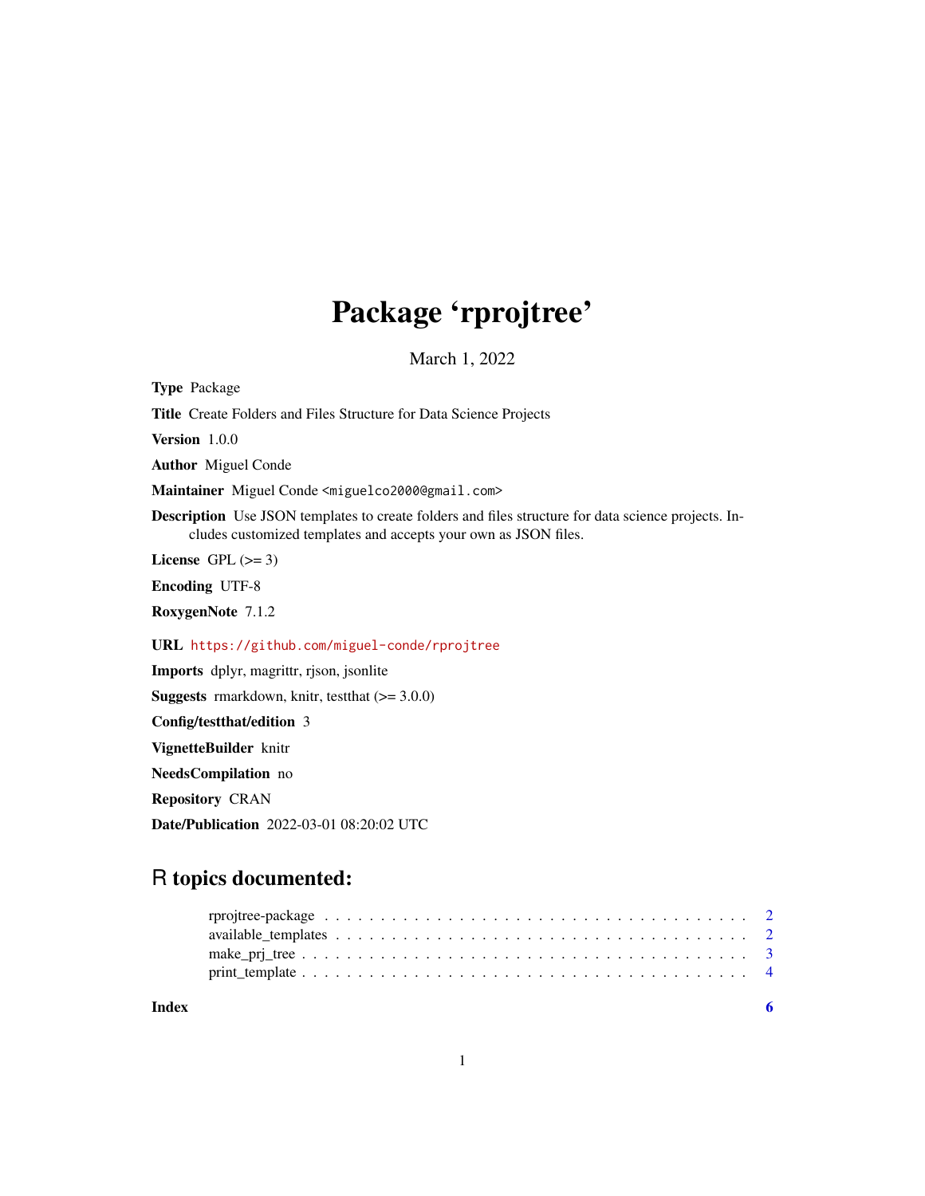# Package 'rprojtree'

March 1, 2022

**Type** Package

**Title** Create Folders and Files Structure for Data Science Projects

**Version** 1.0.0

**Author** Miguel Conde

**Maintainer** Miguel Conde <miguelco2000@gmail.com>

**Description** Use JSON templates to create folders and files structure for data science projects. Includes customized templates and accepts your own as JSON files.

**License** GPL (>= 3)

**Encoding** UTF-8

**RoxygenNote** 7.1.2

**URL** https://github.com/miguel-conde/rprojtree

**Imports** dplyr, magrittr, rjson, jsonlite

**Suggests** rmarkdown, knitr, testthat (>= 3.0.0)

**Config/testthat/edition** 3

**VignetteBuilder** knitr

**NeedsCompilation** no

**Repository** CRAN

**Date/Publication** 2022-03-01 08:20:02 UTC

## R topics documented:

- rprojtree-package . . . . . . . . . . . . . . . . . . . . . . . . . . . . . . . . . . . . 2
- available_templates . . . . . . . . . . . . . . . . . . . . . . . . . . . . . . . . . . . 2
- make_prj_tree . . . . . . . . . . . . . . . . . . . . . . . . . . . . . . . . . . . . . . 3
- print_template . . . . . . . . . . . . . . . . . . . . . . . . . . . . . . . . . . . . . . 4

**Index** 6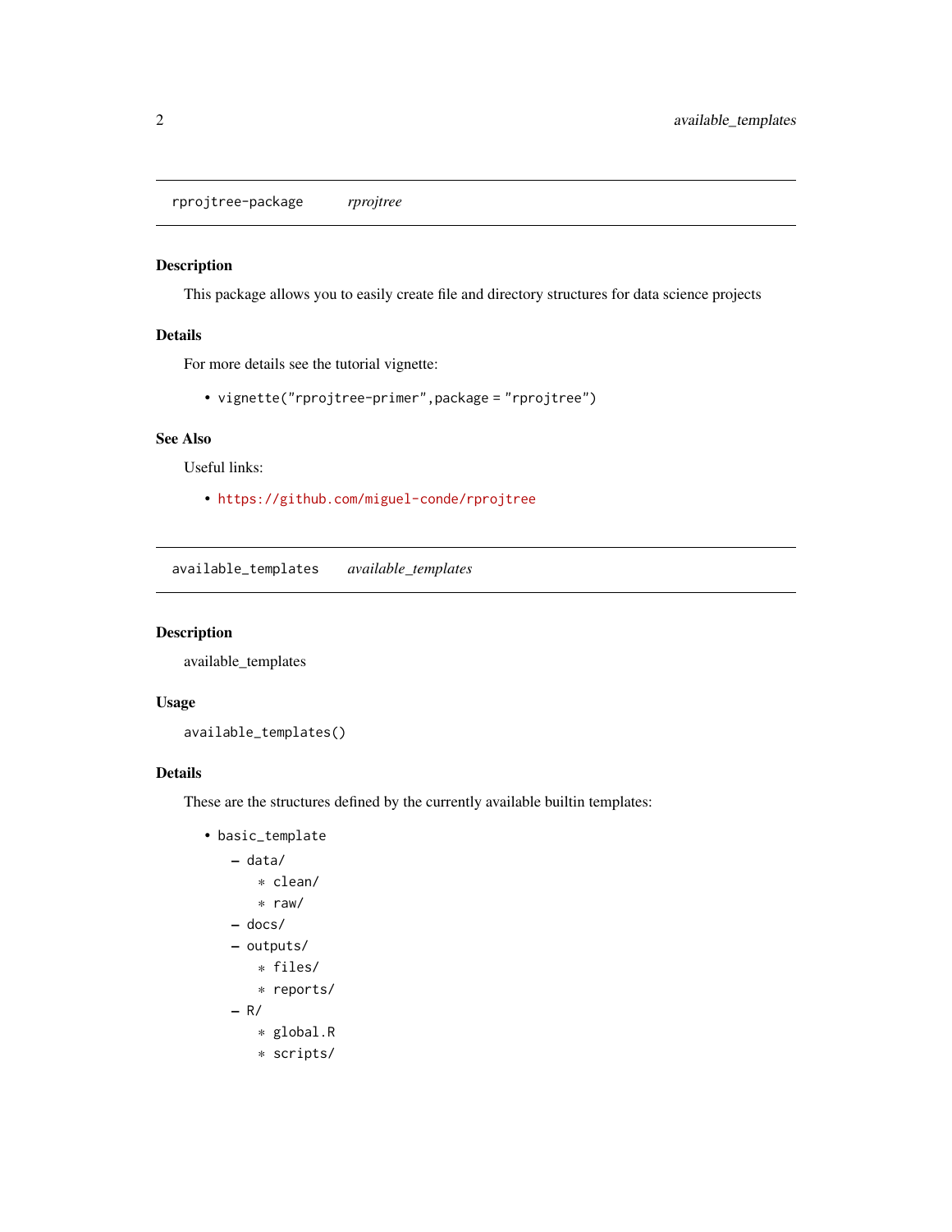## rprojtree-package    *rprojtree*

### Description

This package allows you to easily create file and directory structures for data science projects

### Details

For more details see the tutorial vignette:

- `vignette("rprojtree-primer",package = "rprojtree")`

### See Also

Useful links:

- https://github.com/miguel-conde/rprojtree

## available_templates    *available_templates*

### Description

available_templates

### Usage

```
available_templates()
```

### Details

These are the structures defined by the currently available builtin templates:

- `basic_template`
  - `data/`
    - `clean/`
    - `raw/`
  - `docs/`
  - `outputs/`
    - `files/`
    - `reports/`
  - `R/`
    - `global.R`
    - `scripts/`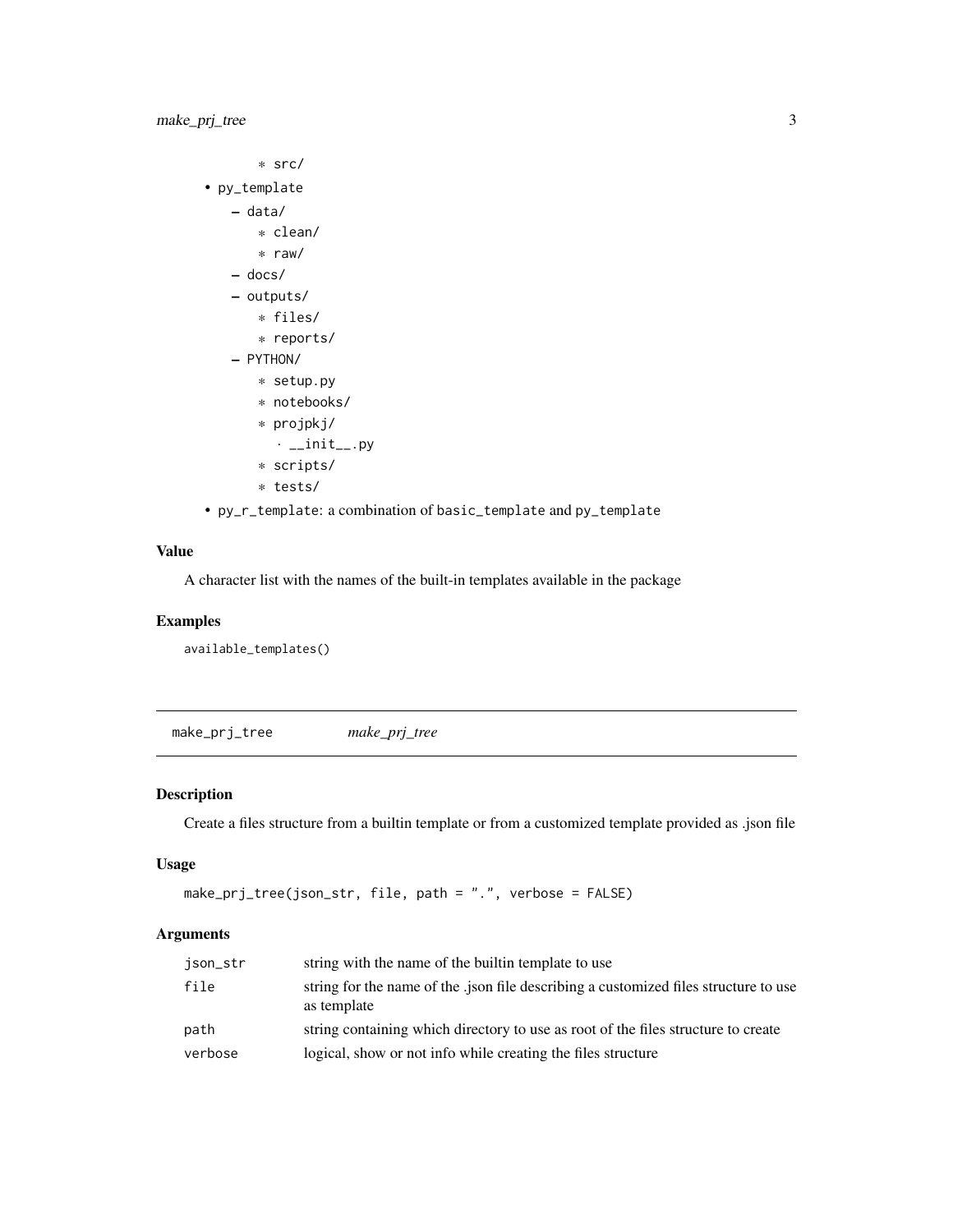- src/
- py_template
  - data/
    - clean/
    - raw/
  - docs/
  - outputs/
    - files/
    - reports/
  - PYTHON/
    - setup.py
    - notebooks/
    - projpkj/
      - __init__.py
    - scripts/
    - tests/
- py_r_template: a combination of basic_template and py_template

## Value

A character list with the names of the built-in templates available in the package

## Examples

```
available_templates()
```

---

# make_prj_tree — *make_prj_tree*

---

## Description

Create a files structure from a builtin template or from a customized template provided as .json file

## Usage

```
make_prj_tree(json_str, file, path = ".", verbose = FALSE)
```

## Arguments

| | |
|---|---|
| json_str | string with the name of the builtin template to use |
| file | string for the name of the .json file describing a customized files structure to use as template |
| path | string containing which directory to use as root of the files structure to create |
| verbose | logical, show or not info while creating the files structure |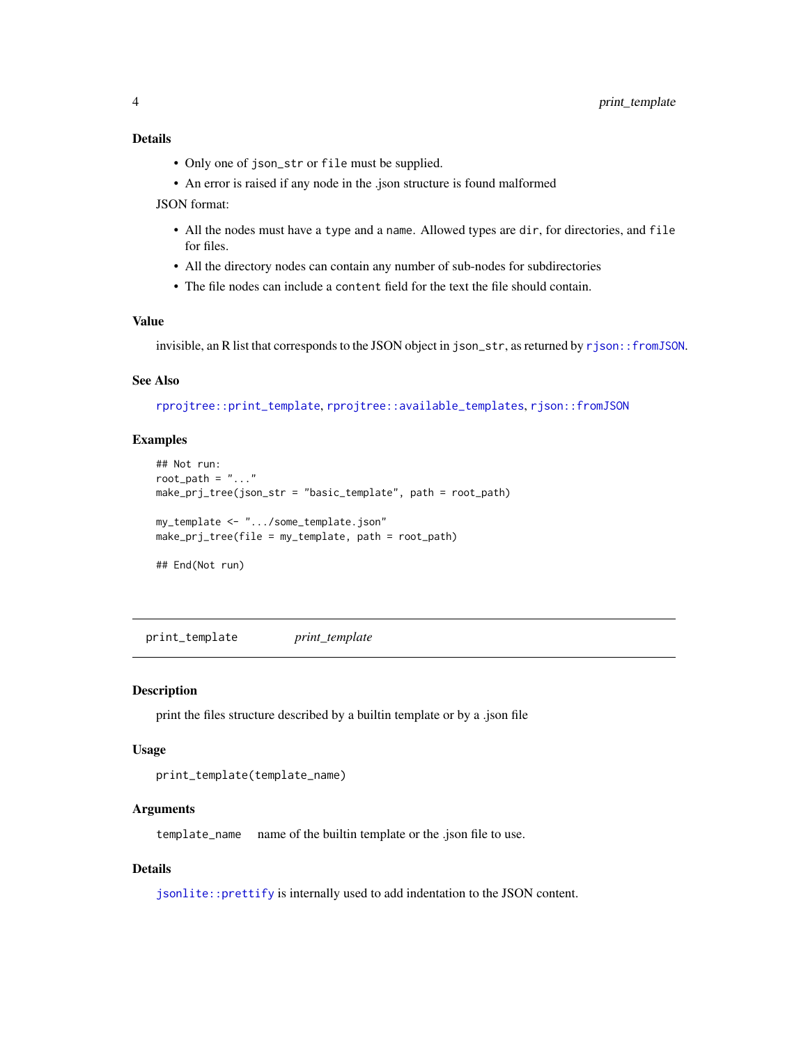### Details

- Only one of `json_str` or `file` must be supplied.
- An error is raised if any node in the .json structure is found malformed

JSON format:

- All the nodes must have a `type` and a `name`. Allowed types are `dir`, for directories, and `file` for files.
- All the directory nodes can contain any number of sub-nodes for subdirectories
- The file nodes can include a `content` field for the text the file should contain.

### Value

invisible, an R list that corresponds to the JSON object in `json_str`, as returned by `rjson::fromJSON`.

### See Also

`rprojtree::print_template`, `rprojtree::available_templates`, `rjson::fromJSON`

### Examples

```
## Not run:
root_path = "..."
make_prj_tree(json_str = "basic_template", path = root_path)

my_template <- ".../some_template.json"
make_prj_tree(file = my_template, path = root_path)

## End(Not run)
```

---

## print_template &nbsp;&nbsp;&nbsp; *print_template*

---

### Description

print the files structure described by a builtin template or by a .json file

### Usage

```
print_template(template_name)
```

### Arguments

`template_name` &nbsp;&nbsp; name of the builtin template or the .json file to use.

### Details

`jsonlite::prettify` is internally used to add indentation to the JSON content.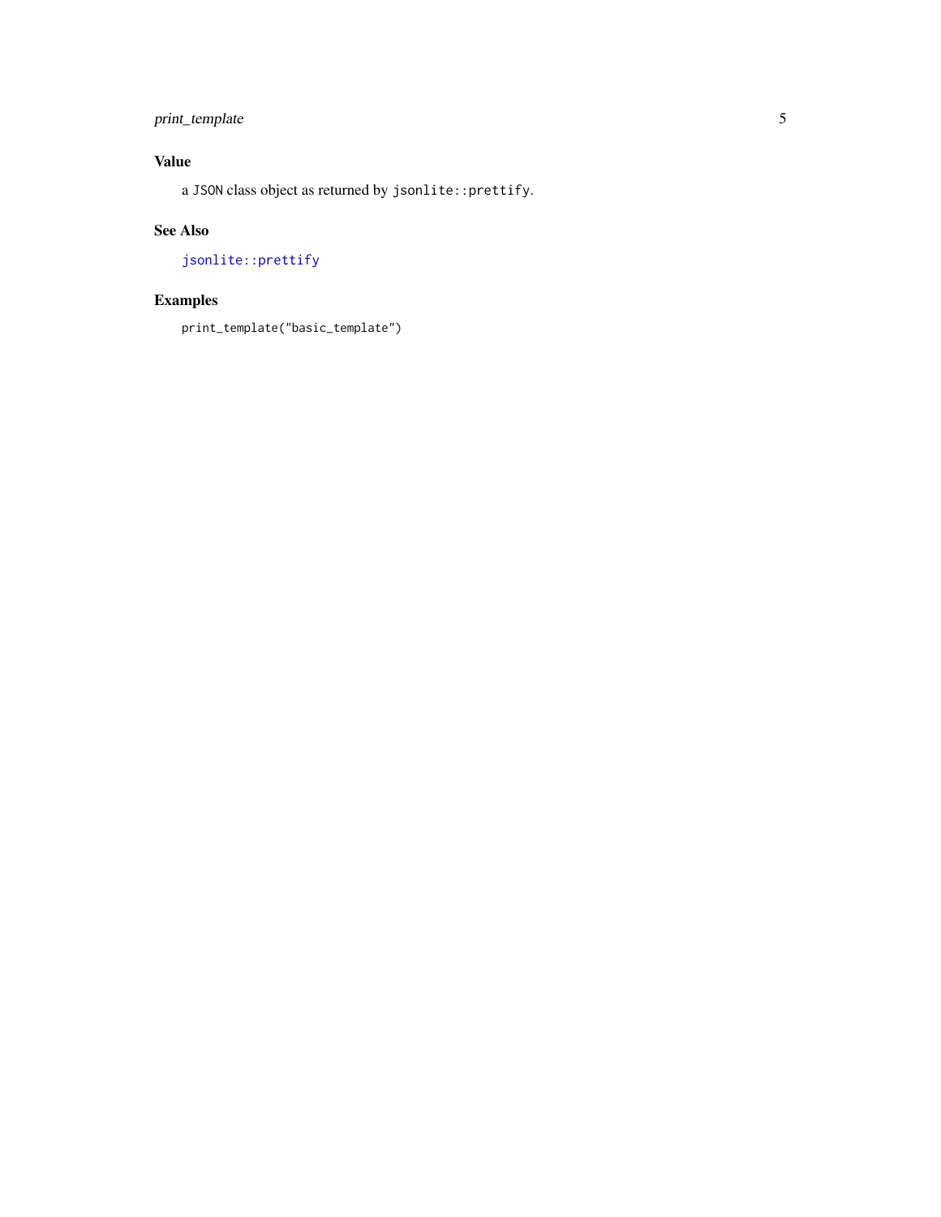## Value

a JSON class object as returned by `jsonlite::prettify`.

## See Also

`jsonlite::prettify`

## Examples

```
print_template("basic_template")
```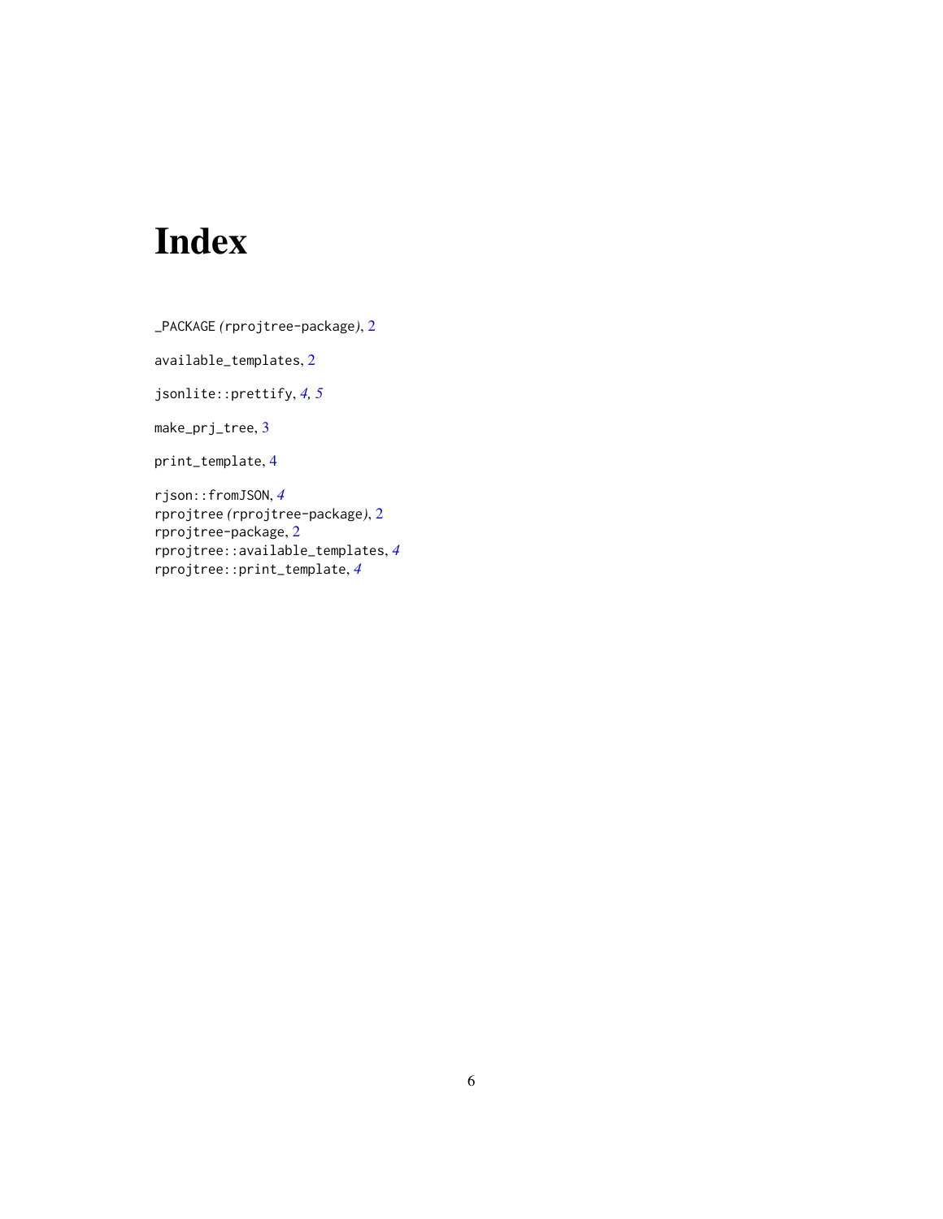# Index

_PACKAGE (rprojtree-package), 2

available_templates, 2

jsonlite::prettify, *4, 5*

make_prj_tree, 3

print_template, 4

rjson::fromJSON, *4*
rprojtree (rprojtree-package), 2
rprojtree-package, 2
rprojtree::available_templates, *4*
rprojtree::print_template, *4*